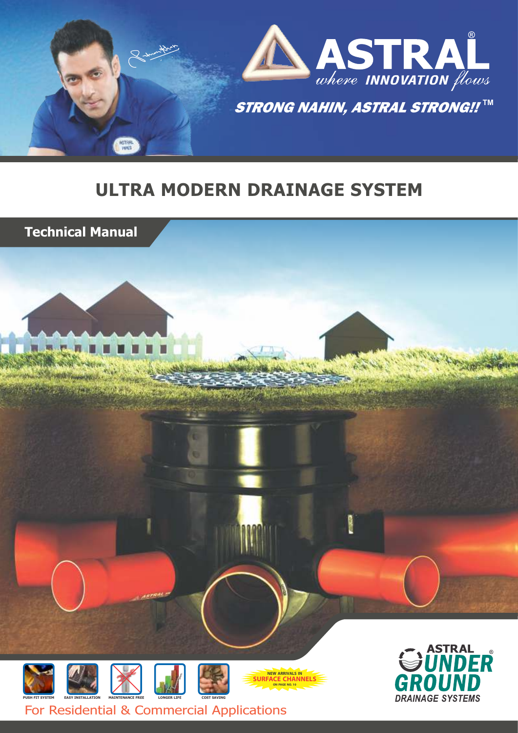ASTRAL® *where* **INNOVATION** *flows*

***STRONG NAHIN, ASTRAL STRONG!!™***

# ULTRA MODERN DRAINAGE SYSTEM

## Technical Manual

PUSH FIT SYSTEM | EASY INSTALLATION | MAINTENANCE FREE | LONGER LIFE | COST SAVING

NEW ARRIVALS IN **SURFACE CHANNELS** ON PAGE NO. 10

ASTRAL® **UNDER GROUND** *DRAINAGE SYSTEMS*

For Residential & Commercial Applications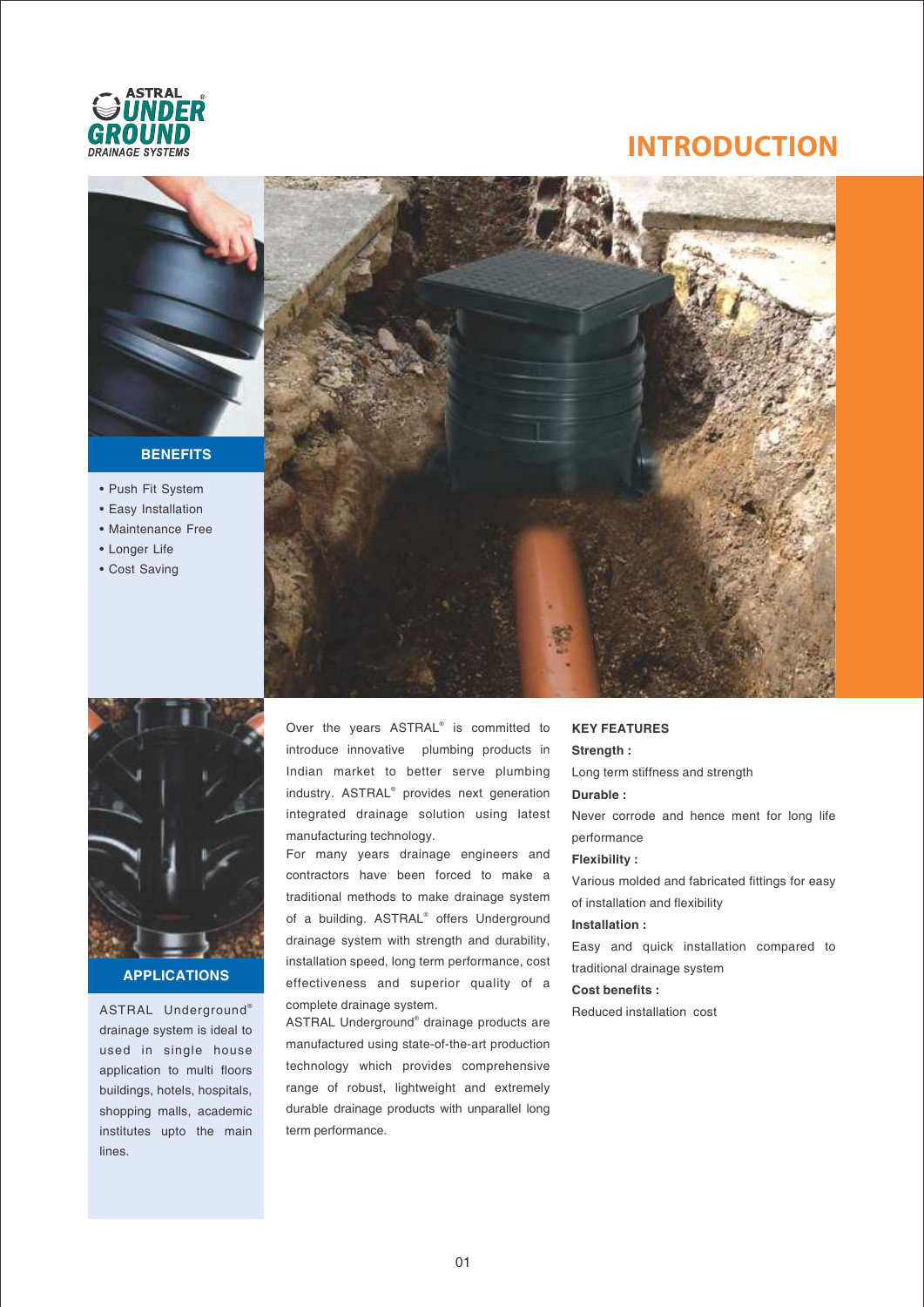# INTRODUCTION

### BENEFITS

- Push Fit System
- Easy Installation
- Maintenance Free
- Longer Life
- Cost Saving

### APPLICATIONS

ASTRAL Underground® drainage system is ideal to used in single house application to multi floors buildings, hotels, hospitals, shopping malls, academic institutes upto the main lines.

Over the years ASTRAL® is committed to introduce innovative plumbing products in Indian market to better serve plumbing industry. ASTRAL® provides next generation integrated drainage solution using latest manufacturing technology.

For many years drainage engineers and contractors have been forced to make a traditional methods to make drainage system of a building. ASTRAL® offers Underground drainage system with strength and durability, installation speed, long term performance, cost effectiveness and superior quality of a complete drainage system.

ASTRAL Underground® drainage products are manufactured using state-of-the-art production technology which provides comprehensive range of robust, lightweight and extremely durable drainage products with unparallel long term performance.

### KEY FEATURES

**Strength :**

Long term stiffness and strength

**Durable :**

Never corrode and hence ment for long life performance

**Flexibility :**

Various molded and fabricated fittings for easy of installation and flexibility

**Installation :**

Easy and quick installation compared to traditional drainage system

**Cost benefits :**

Reduced installation cost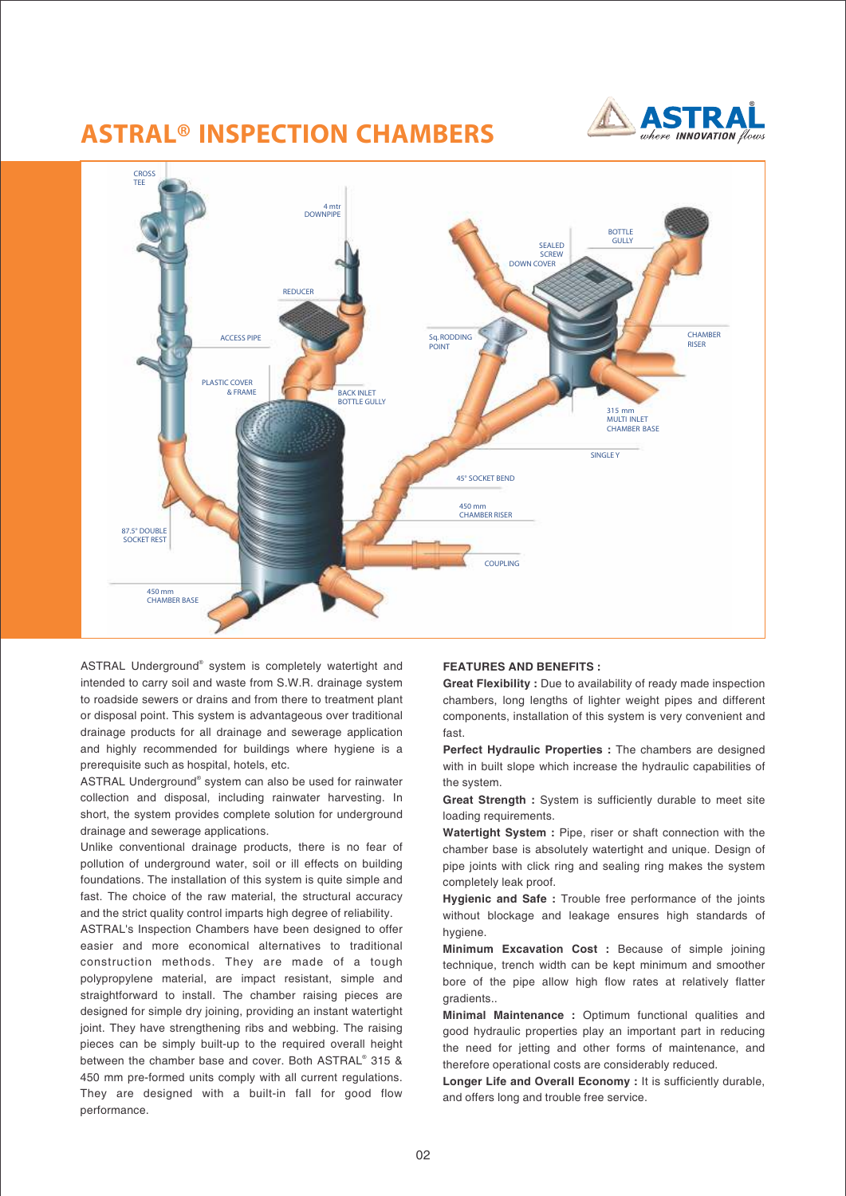# ASTRAL® INSPECTION CHAMBERS

CROSS TEE

4 mtr DOWNPIPE

REDUCER

ACCESS PIPE

PLASTIC COVER & FRAME

BACK INLET BOTTLE GULLY

87.5° DOUBLE SOCKET REST

450 mm CHAMBER BASE

SEALED SCREW DOWN COVER

BOTTLE GULLY

Sq. RODDING POINT

CHAMBER RISER

315 mm MULTI INLET CHAMBER BASE

SINGLE Y

45° SOCKET BEND

450 mm CHAMBER RISER

COUPLING

ASTRAL Underground® system is completely watertight and intended to carry soil and waste from S.W.R. drainage system to roadside sewers or drains and from there to treatment plant or disposal point. This system is advantageous over traditional drainage products for all drainage and sewerage application and highly recommended for buildings where hygiene is a prerequisite such as hospital, hotels, etc.

ASTRAL Underground® system can also be used for rainwater collection and disposal, including rainwater harvesting. In short, the system provides complete solution for underground drainage and sewerage applications.

Unlike conventional drainage products, there is no fear of pollution of underground water, soil or ill effects on building foundations. The installation of this system is quite simple and fast. The choice of the raw material, the structural accuracy and the strict quality control imparts high degree of reliability.

ASTRAL's Inspection Chambers have been designed to offer easier and more economical alternatives to traditional construction methods. They are made of a tough polypropylene material, are impact resistant, simple and straightforward to install. The chamber raising pieces are designed for simple dry joining, providing an instant watertight joint. They have strengthening ribs and webbing. The raising pieces can be simply built-up to the required overall height between the chamber base and cover. Both ASTRAL® 315 & 450 mm pre-formed units comply with all current regulations. They are designed with a built-in fall for good flow performance.

**FEATURES AND BENEFITS :**

**Great Flexibility :** Due to availability of ready made inspection chambers, long lengths of lighter weight pipes and different components, installation of this system is very convenient and fast.

**Perfect Hydraulic Properties :** The chambers are designed with in built slope which increase the hydraulic capabilities of the system.

**Great Strength :** System is sufficiently durable to meet site loading requirements.

**Watertight System :** Pipe, riser or shaft connection with the chamber base is absolutely watertight and unique. Design of pipe joints with click ring and sealing ring makes the system completely leak proof.

**Hygienic and Safe :** Trouble free performance of the joints without blockage and leakage ensures high standards of hygiene.

**Minimum Excavation Cost :** Because of simple joining technique, trench width can be kept minimum and smoother bore of the pipe allow high flow rates at relatively flatter gradients..

**Minimal Maintenance :** Optimum functional qualities and good hydraulic properties play an important part in reducing the need for jetting and other forms of maintenance, and therefore operational costs are considerably reduced.

**Longer Life and Overall Economy :** It is sufficiently durable, and offers long and trouble free service.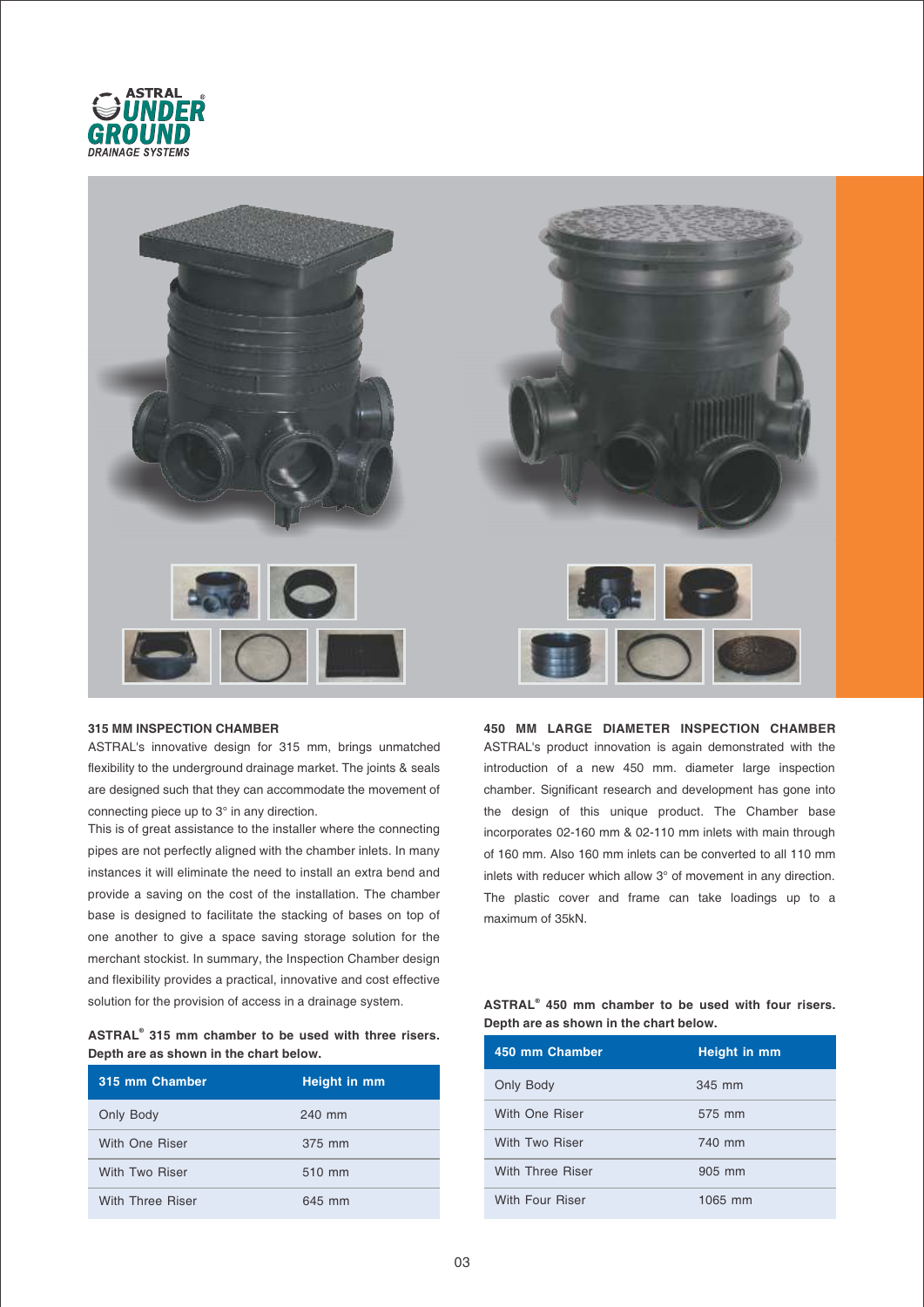### 315 MM INSPECTION CHAMBER

ASTRAL's innovative design for 315 mm, brings unmatched flexibility to the underground drainage market. The joints & seals are designed such that they can accommodate the movement of connecting piece up to 3° in any direction.

This is of great assistance to the installer where the connecting pipes are not perfectly aligned with the chamber inlets. In many instances it will eliminate the need to install an extra bend and provide a saving on the cost of the installation. The chamber base is designed to facilitate the stacking of bases on top of one another to give a space saving storage solution for the merchant stockist. In summary, the Inspection Chamber design and flexibility provides a practical, innovative and cost effective solution for the provision of access in a drainage system.

**ASTRAL® 315 mm chamber to be used with three risers. Depth are as shown in the chart below.**

| 315 mm Chamber | Height in mm |
| --- | --- |
| Only Body | 240 mm |
| With One Riser | 375 mm |
| With Two Riser | 510 mm |
| With Three Riser | 645 mm |

### 450 MM LARGE DIAMETER INSPECTION CHAMBER

ASTRAL's product innovation is again demonstrated with the introduction of a new 450 mm. diameter large inspection chamber. Significant research and development has gone into the design of this unique product. The Chamber base incorporates 02-160 mm & 02-110 mm inlets with main through of 160 mm. Also 160 mm inlets can be converted to all 110 mm inlets with reducer which allow 3° of movement in any direction. The plastic cover and frame can take loadings up to a maximum of 35kN.

**ASTRAL® 450 mm chamber to be used with four risers. Depth are as shown in the chart below.**

| 450 mm Chamber | Height in mm |
| --- | --- |
| Only Body | 345 mm |
| With One Riser | 575 mm |
| With Two Riser | 740 mm |
| With Three Riser | 905 mm |
| With Four Riser | 1065 mm |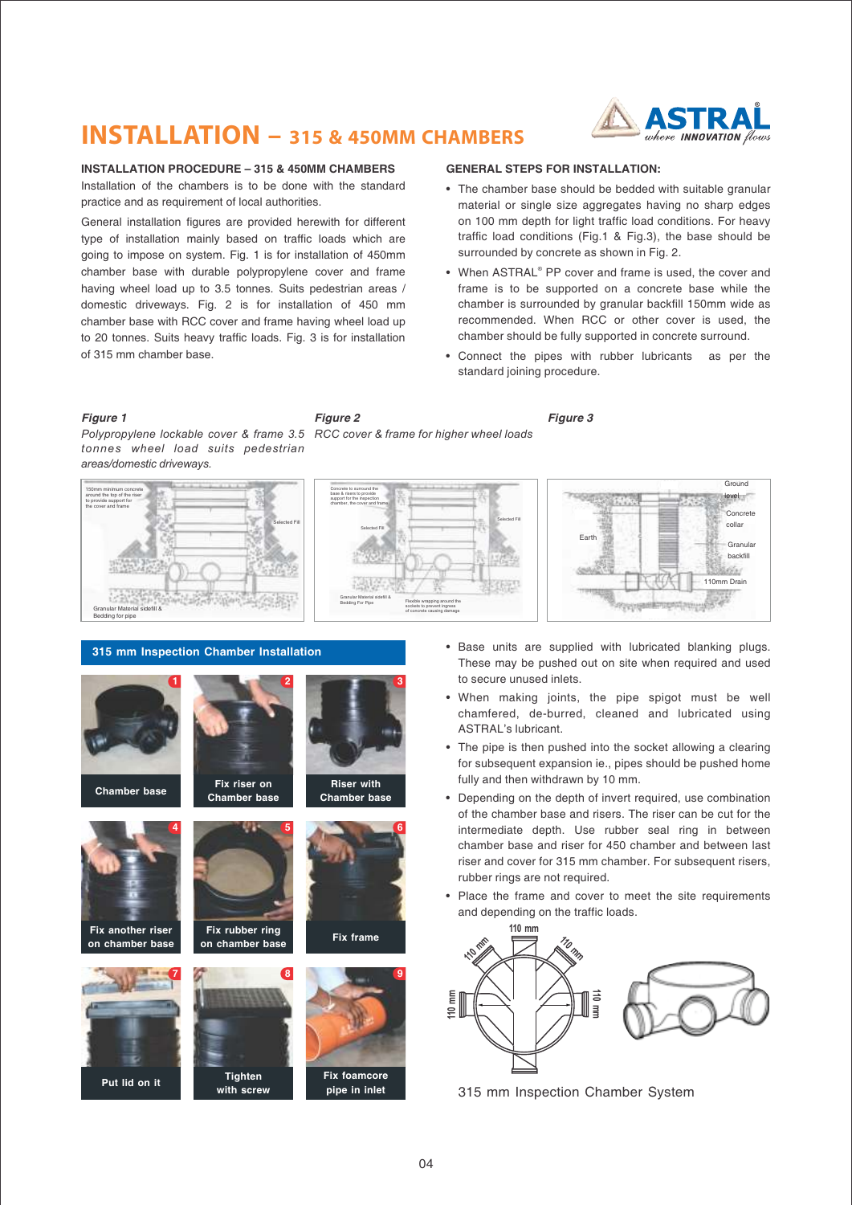# INSTALLATION – 315 & 450MM CHAMBERS

**INSTALLATION PROCEDURE – 315 & 450MM CHAMBERS**

Installation of the chambers is to be done with the standard practice and as requirement of local authorities.

General installation figures are provided herewith for different type of installation mainly based on traffic loads which are going to impose on system. Fig. 1 is for installation of 450mm chamber base with durable polypropylene cover and frame having wheel load up to 3.5 tonnes. Suits pedestrian areas / domestic driveways. Fig. 2 is for installation of 450 mm chamber base with RCC cover and frame having wheel load up to 20 tonnes. Suits heavy traffic loads. Fig. 3 is for installation of 315 mm chamber base.

**GENERAL STEPS FOR INSTALLATION:**

- The chamber base should be bedded with suitable granular material or single size aggregates having no sharp edges on 100 mm depth for light traffic load conditions. For heavy traffic load conditions (Fig.1 & Fig.3), the base should be surrounded by concrete as shown in Fig. 2.
- When ASTRAL® PP cover and frame is used, the cover and frame is to be supported on a concrete base while the chamber is surrounded by granular backfill 150mm wide as recommended. When RCC or other cover is used, the chamber should be fully supported in concrete surround.
- Connect the pipes with rubber lubricants as per the standard joining procedure.

***Figure 1***

*Polypropylene lockable cover & frame 3.5 tonnes wheel load suits pedestrian areas/domestic driveways.*

***Figure 2***

*RCC cover & frame for higher wheel loads*

***Figure 3***

**315 mm Inspection Chamber Installation**

1. Chamber base
2. Fix riser on Chamber base
3. Riser with Chamber base
4. Fix another riser on chamber base
5. Fix rubber ring on chamber base
6. Fix frame
7. Put lid on it
8. Tighten with screw
9. Fix foamcore pipe in inlet

- Base units are supplied with lubricated blanking plugs. These may be pushed out on site when required and used to secure unused inlets.
- When making joints, the pipe spigot must be well chamfered, de-burred, cleaned and lubricated using ASTRAL's lubricant.
- The pipe is then pushed into the socket allowing a clearing for subsequent expansion ie., pipes should be pushed home fully and then withdrawn by 10 mm.
- Depending on the depth of invert required, use combination of the chamber base and risers. The riser can be cut for the intermediate depth. Use rubber seal ring in between chamber base and riser for 450 chamber and between last riser and cover for 315 mm chamber. For subsequent risers, rubber rings are not required.
- Place the frame and cover to meet the site requirements and depending on the traffic loads.

315 mm Inspection Chamber System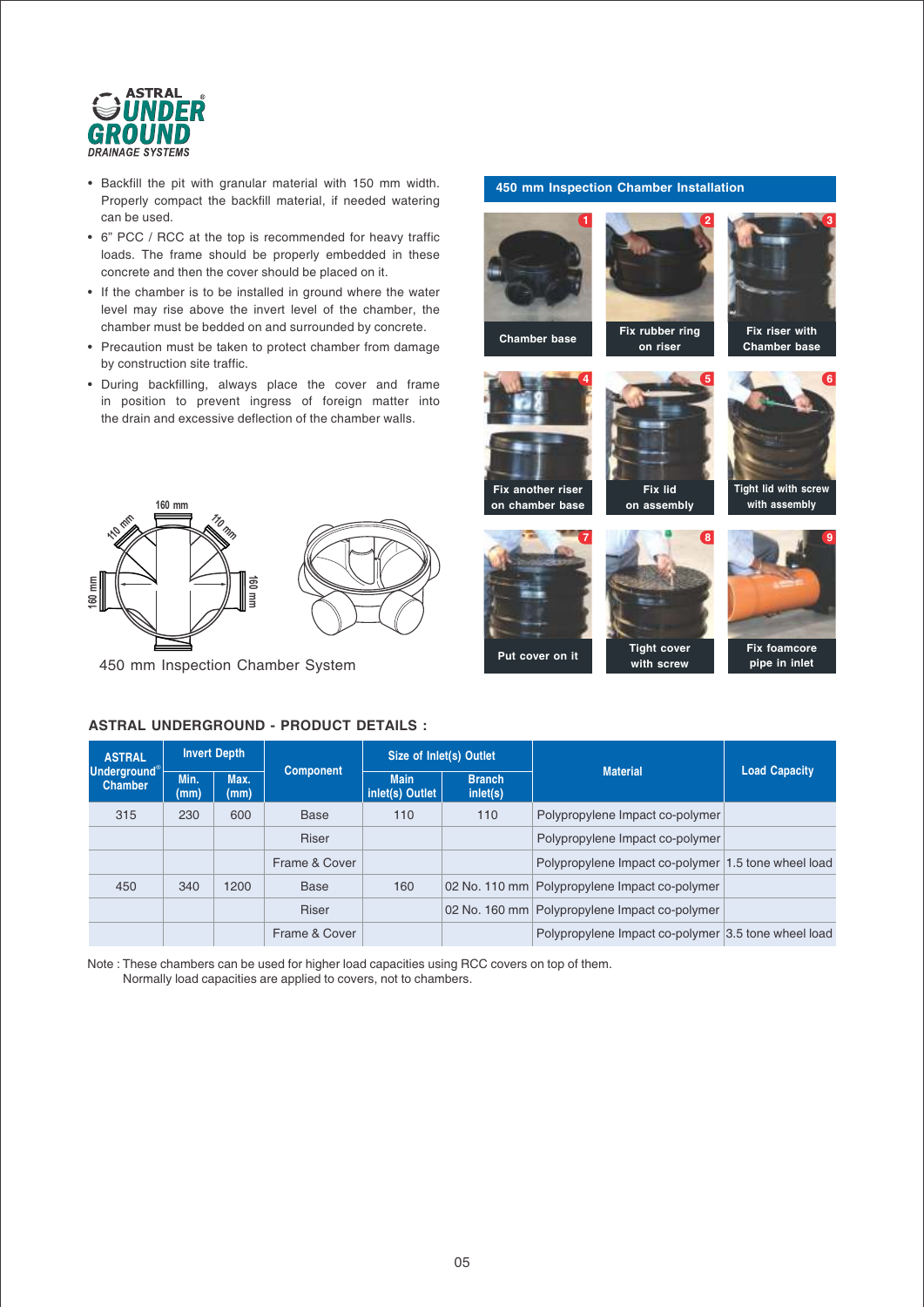- Backfill the pit with granular material with 150 mm width. Properly compact the backfill material, if needed watering can be used.
- 6" PCC / RCC at the top is recommended for heavy traffic loads. The frame should be properly embedded in these concrete and then the cover should be placed on it.
- If the chamber is to be installed in ground where the water level may rise above the invert level of the chamber, the chamber must be bedded on and surrounded by concrete.
- Precaution must be taken to protect chamber from damage by construction site traffic.
- During backfilling, always place the cover and frame in position to prevent ingress of foreign matter into the drain and excessive deflection of the chamber walls.

450 mm Inspection Chamber System

## 450 mm Inspection Chamber Installation

1. Chamber base
2. Fix rubber ring on riser
3. Fix riser with Chamber base
4. Fix another riser on chamber base
5. Fix lid on assembly
6. Tight lid with screw with assembly
7. Put cover on it
8. Tight cover with screw
9. Fix foamcore pipe in inlet

## ASTRAL UNDERGROUND - PRODUCT DETAILS :

| ASTRAL Underground® Chamber | Invert Depth | | Component | Size of Inlet(s) Outlet | | Material | Load Capacity |
|---|---|---|---|---|---|---|---|
| | Min. (mm) | Max. (mm) | | Main inlet(s) Outlet | Branch inlet(s) | | |
| 315 | 230 | 600 | Base | 110 | 110 | Polypropylene Impact co-polymer | |
| | | | Riser | | | Polypropylene Impact co-polymer | |
| | | | Frame & Cover | | | Polypropylene Impact co-polymer | 1.5 tone wheel load |
| 450 | 340 | 1200 | Base | 160 | 02 No. 110 mm | Polypropylene Impact co-polymer | |
| | | | Riser | | 02 No. 160 mm | Polypropylene Impact co-polymer | |
| | | | Frame & Cover | | | Polypropylene Impact co-polymer | 3.5 tone wheel load |

Note : These chambers can be used for higher load capacities using RCC covers on top of them.
Normally load capacities are applied to covers, not to chambers.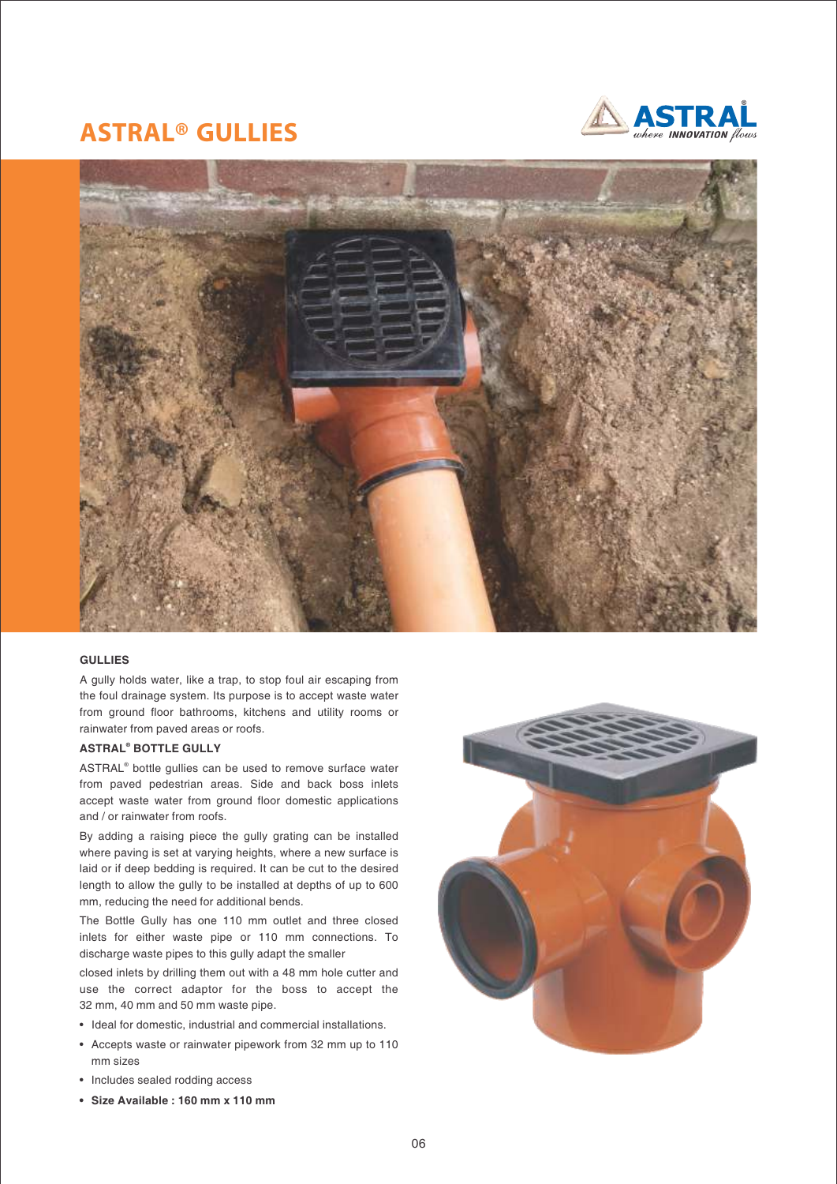# ASTRAL® GULLIES

### GULLIES

A gully holds water, like a trap, to stop foul air escaping from the foul drainage system. Its purpose is to accept waste water from ground floor bathrooms, kitchens and utility rooms or rainwater from paved areas or roofs.

### ASTRAL® BOTTLE GULLY

ASTRAL® bottle gullies can be used to remove surface water from paved pedestrian areas. Side and back boss inlets accept waste water from ground floor domestic applications and / or rainwater from roofs.

By adding a raising piece the gully grating can be installed where paving is set at varying heights, where a new surface is laid or if deep bedding is required. It can be cut to the desired length to allow the gully to be installed at depths of up to 600 mm, reducing the need for additional bends.

The Bottle Gully has one 110 mm outlet and three closed inlets for either waste pipe or 110 mm connections. To discharge waste pipes to this gully adapt the smaller

closed inlets by drilling them out with a 48 mm hole cutter and use the correct adaptor for the boss to accept the 32 mm, 40 mm and 50 mm waste pipe.

- Ideal for domestic, industrial and commercial installations.
- Accepts waste or rainwater pipework from 32 mm up to 110 mm sizes
- Includes sealed rodding access
- **Size Available : 160 mm x 110 mm**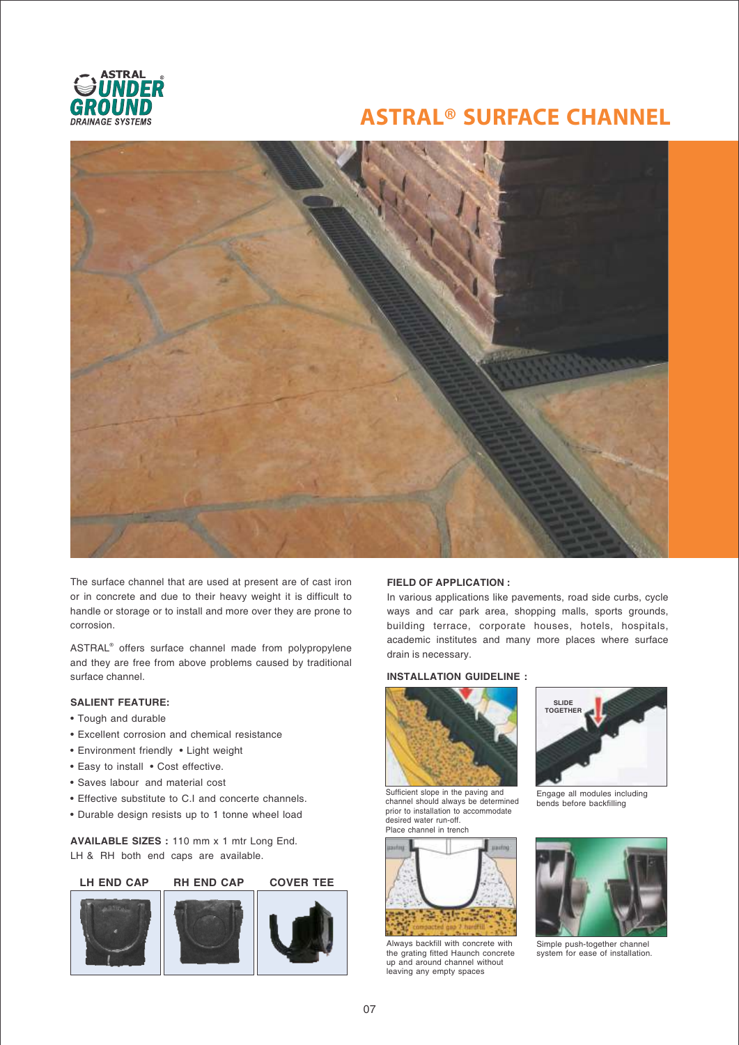# ASTRAL® SURFACE CHANNEL

The surface channel that are used at present are of cast iron or in concrete and due to their heavy weight it is difficult to handle or storage or to install and more over they are prone to corrosion.

ASTRAL® offers surface channel made from polypropylene and they are free from above problems caused by traditional surface channel.

**SALIENT FEATURE:**

- Tough and durable
- Excellent corrosion and chemical resistance
- Environment friendly • Light weight
- Easy to install • Cost effective.
- Saves labour and material cost
- Effective substitute to C.I and concerte channels.
- Durable design resists up to 1 tonne wheel load

**AVAILABLE SIZES :** 110 mm x 1 mtr Long End.
LH & RH both end caps are available.

**LH END CAP** | **RH END CAP** | **COVER TEE**

**FIELD OF APPLICATION :**

In various applications like pavements, road side curbs, cycle ways and car park area, shopping malls, sports grounds, building terrace, corporate houses, hotels, hospitals, academic institutes and many more places where surface drain is necessary.

**INSTALLATION GUIDELINE :**

Sufficient slope in the paving and channel should always be determined prior to installation to accommodate desired water run-off.
Place channel in trench

SLIDE TOGETHER

Engage all modules including bends before backfilling

paving | paving | compacted gap 7 hardfill

Always backfill with concrete with the grating fitted Haunch concrete up and around channel without leaving any empty spaces

Simple push-together channel system for ease of installation.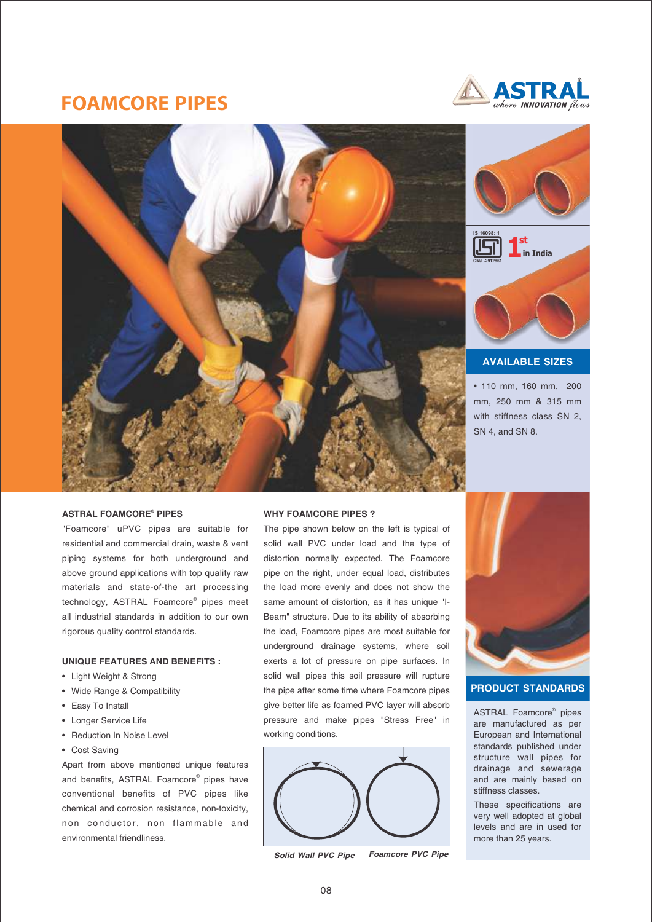# FOAMCORE PIPES

IS 16098: 1
CM/L-2912861
**1st in India**

## AVAILABLE SIZES

- 110 mm, 160 mm, 200 mm, 250 mm & 315 mm with stiffness class SN 2, SN 4, and SN 8.

### ASTRAL FOAMCORE® PIPES

"Foamcore" uPVC pipes are suitable for residential and commercial drain, waste & vent piping systems for both underground and above ground applications with top quality raw materials and state-of-the art processing technology, ASTRAL Foamcore® pipes meet all industrial standards in addition to our own rigorous quality control standards.

### UNIQUE FEATURES AND BENEFITS :

- Light Weight & Strong
- Wide Range & Compatibility
- Easy To Install
- Longer Service Life
- Reduction In Noise Level
- Cost Saving

Apart from above mentioned unique features and benefits, ASTRAL Foamcore® pipes have conventional benefits of PVC pipes like chemical and corrosion resistance, non-toxicity, non conductor, non flammable and environmental friendliness.

### WHY FOAMCORE PIPES ?

The pipe shown below on the left is typical of solid wall PVC under load and the type of distortion normally expected. The Foamcore pipe on the right, under equal load, distributes the load more evenly and does not show the same amount of distortion, as it has unique "I-Beam" structure. Due to its ability of absorbing the load, Foamcore pipes are most suitable for underground drainage systems, where soil exerts a lot of pressure on pipe surfaces. In solid wall pipes this soil pressure will rupture the pipe after some time where Foamcore pipes give better life as foamed PVC layer will absorb pressure and make pipes "Stress Free" in working conditions.

*Solid Wall PVC Pipe* *Foamcore PVC Pipe*

## PRODUCT STANDARDS

ASTRAL Foamcore® pipes are manufactured as per European and International standards published under structure wall pipes for drainage and sewerage and are mainly based on stiffness classes.

These specifications are very well adopted at global levels and are in used for more than 25 years.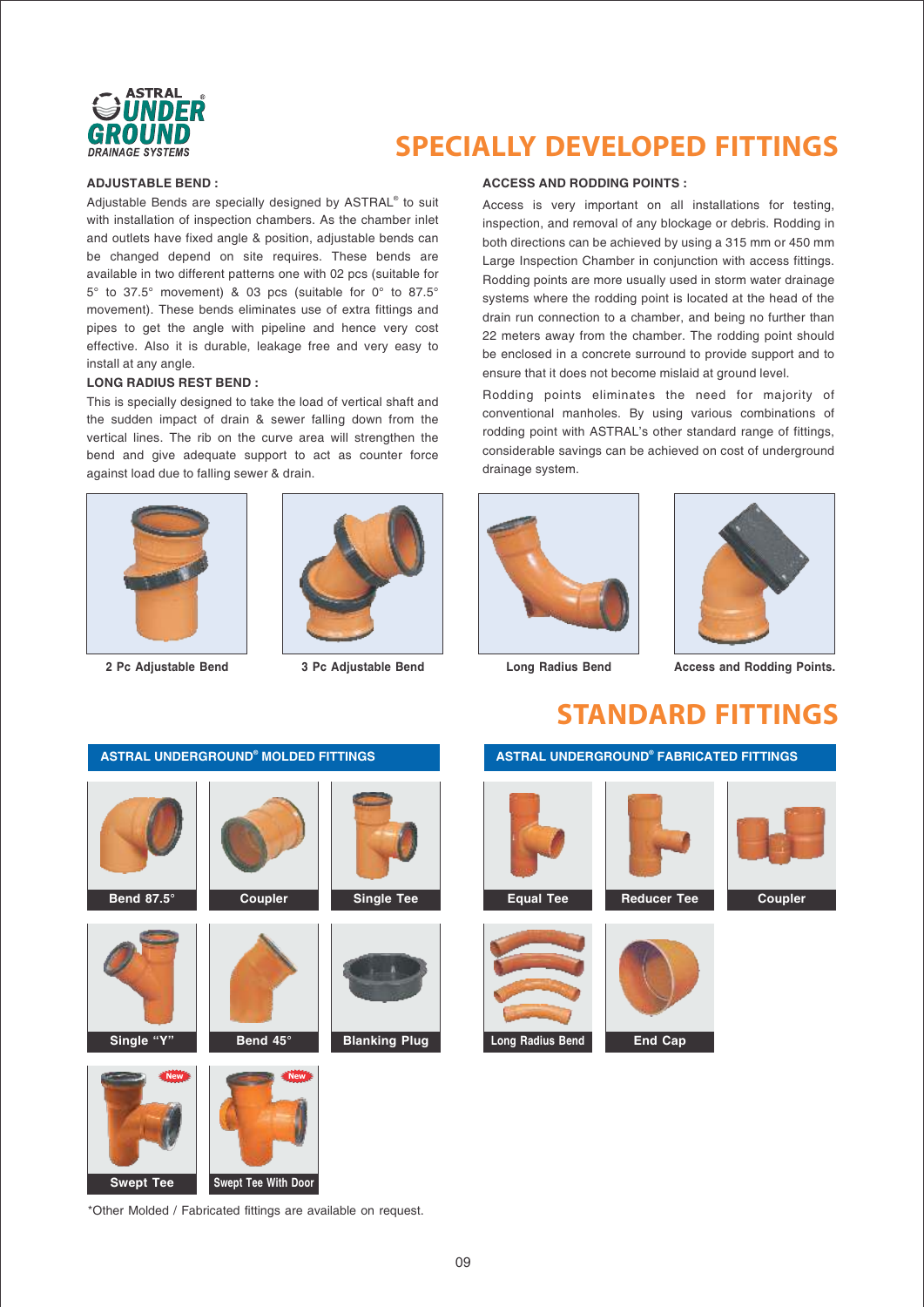# SPECIALLY DEVELOPED FITTINGS

**ADJUSTABLE BEND :**

Adjustable Bends are specially designed by ASTRAL® to suit with installation of inspection chambers. As the chamber inlet and outlets have fixed angle & position, adjustable bends can be changed depend on site requires. These bends are available in two different patterns one with 02 pcs (suitable for 5° to 37.5° movement) & 03 pcs (suitable for 0° to 87.5° movement). These bends eliminates use of extra fittings and pipes to get the angle with pipeline and hence very cost effective. Also it is durable, leakage free and very easy to install at any angle.

**LONG RADIUS REST BEND :**

This is specially designed to take the load of vertical shaft and the sudden impact of drain & sewer falling down from the vertical lines. The rib on the curve area will strengthen the bend and give adequate support to act as counter force against load due to falling sewer & drain.

**ACCESS AND RODDING POINTS :**

Access is very important on all installations for testing, inspection, and removal of any blockage or debris. Rodding in both directions can be achieved by using a 315 mm or 450 mm Large Inspection Chamber in conjunction with access fittings. Rodding points are more usually used in storm water drainage systems where the rodding point is located at the head of the drain run connection to a chamber, and being no further than 22 meters away from the chamber. The rodding point should be enclosed in a concrete surround to provide support and to ensure that it does not become mislaid at ground level.

Rodding points eliminates the need for majority of conventional manholes. By using various combinations of rodding point with ASTRAL's other standard range of fittings, considerable savings can be achieved on cost of underground drainage system.

2 Pc Adjustable Bend

3 Pc Adjustable Bend

Long Radius Bend

Access and Rodding Points.

# STANDARD FITTINGS

## ASTRAL UNDERGROUND® MOLDED FITTINGS

Bend 87.5°

Coupler

Single Tee

Single "Y"

Bend 45°

Blanking Plug

Swept Tee (New)

Swept Tee With Door (New)

## ASTRAL UNDERGROUND® FABRICATED FITTINGS

Equal Tee

Reducer Tee

Coupler

Long Radius Bend

End Cap

*Other Molded / Fabricated fittings are available on request.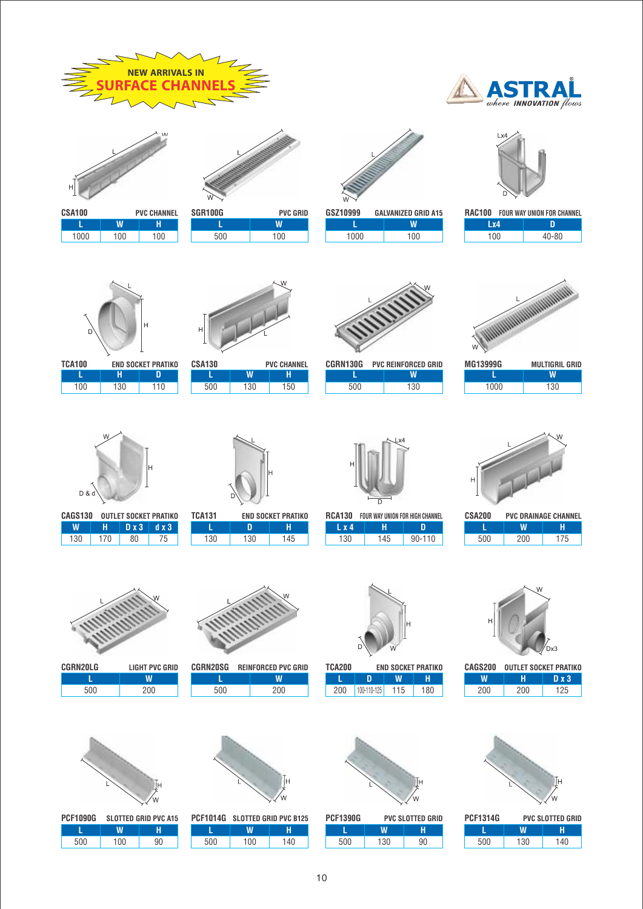# NEW ARRIVALS IN SURFACE CHANNELS

ASTRAL — *where INNOVATION flows*

**CSA100** PVC CHANNEL

| L | W | H |
|---|---|---|
| 1000 | 100 | 100 |

**SGR100G** PVC GRID

| L | W |
|---|---|
| 500 | 100 |

**GSZ10999** GALVANIZED GRID A15

| L | W |
|---|---|
| 1000 | 100 |

**RAC100** FOUR WAY UNION FOR CHANNEL

| Lx4 | D |
|---|---|
| 100 | 40-80 |

**TCA100** END SOCKET PRATIKO

| L | H | D |
|---|---|---|
| 100 | 130 | 110 |

**CSA130** PVC CHANNEL

| L | W | H |
|---|---|---|
| 500 | 130 | 150 |

**CGRN130G** PVC REINFORCED GRID

| L | W |
|---|---|
| 500 | 130 |

**MG13999G** MULTIGRIL GRID

| L | W |
|---|---|
| 1000 | 130 |

**CAGS130** OUTLET SOCKET PRATIKO

| W | H | D x 3 | d x 3 |
|---|---|---|---|
| 130 | 170 | 80 | 75 |

**TCA131** END SOCKET PRATIKO

| L | D | H |
|---|---|---|
| 130 | 130 | 145 |

**RCA130** FOUR WAY UNION FOR HIGH CHANNEL

| L x 4 | H | D |
|---|---|---|
| 130 | 145 | 90-110 |

**CSA200** PVC DRAINAGE CHANNEL

| L | W | H |
|---|---|---|
| 500 | 200 | 175 |

**CGRN20LG** LIGHT PVC GRID

| L | W |
|---|---|
| 500 | 200 |

**CGRN20SG** REINFORCED PVC GRID

| L | W |
|---|---|
| 500 | 200 |

**TCA200** END SOCKET PRATIKO

| L | D | W | H |
|---|---|---|---|
| 200 | 100-110-125 | 115 | 180 |

**CAGS200** OUTLET SOCKET PRATIKO

| W | H | D x 3 |
|---|---|---|
| 200 | 200 | 125 |

**PCF1090G** SLOTTED GRID PVC A15

| L | W | H |
|---|---|---|
| 500 | 100 | 90 |

**PCF1014G** SLOTTED GRID PVC B125

| L | W | H |
|---|---|---|
| 500 | 100 | 140 |

**PCF1390G** PVC SLOTTED GRID

| L | W | H |
|---|---|---|
| 500 | 130 | 90 |

**PCF1314G** PVC SLOTTED GRID

| L | W | H |
|---|---|---|
| 500 | 130 | 140 |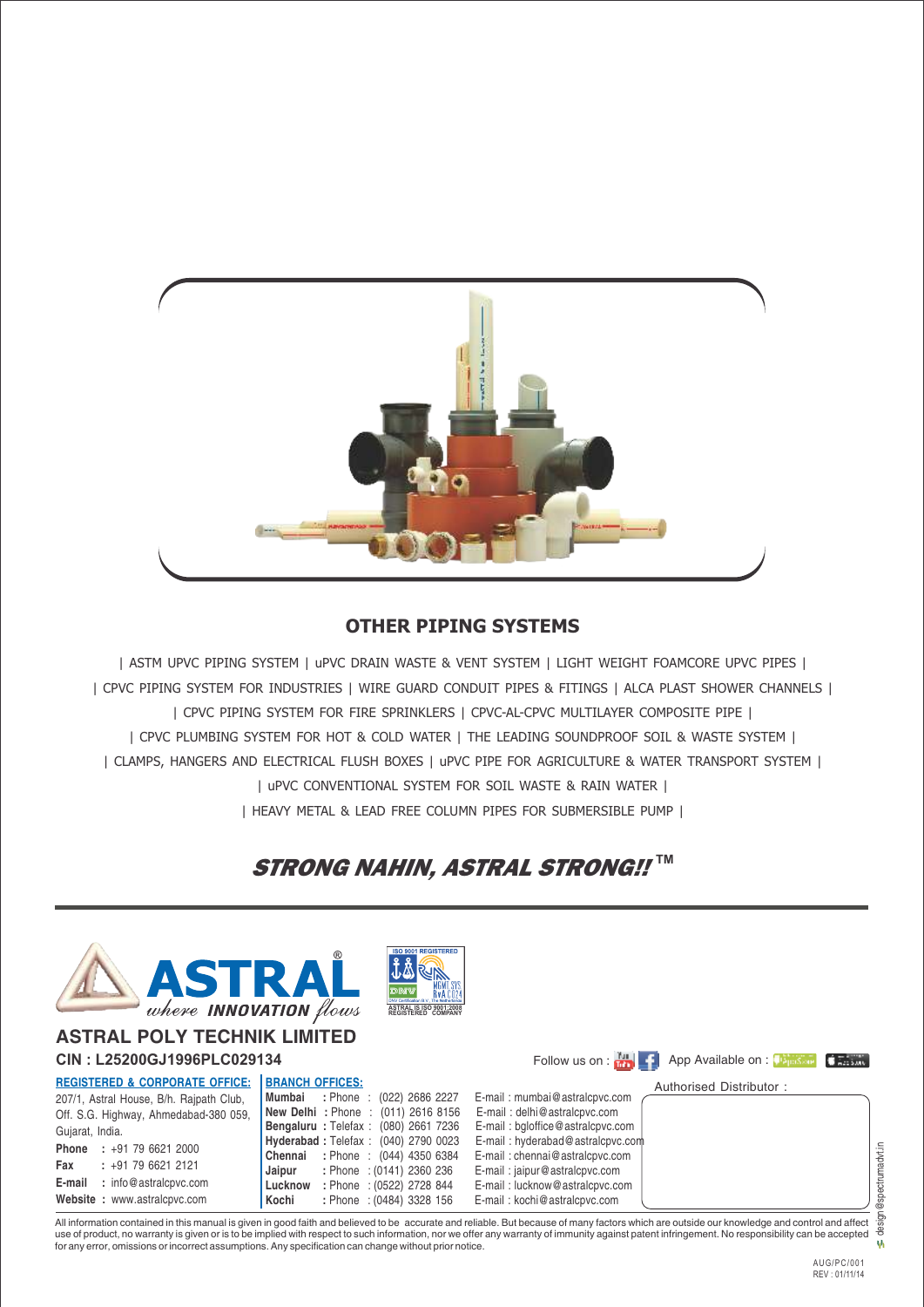## OTHER PIPING SYSTEMS

| ASTM UPVC PIPING SYSTEM | uPVC DRAIN WASTE & VENT SYSTEM | LIGHT WEIGHT FOAMCORE UPVC PIPES |
| CPVC PIPING SYSTEM FOR INDUSTRIES | WIRE GUARD CONDUIT PIPES & FITTINGS | ALCA PLAST SHOWER CHANNELS |
| CPVC PIPING SYSTEM FOR FIRE SPRINKLERS | CPVC-AL-CPVC MULTILAYER COMPOSITE PIPE |
| CPVC PLUMBING SYSTEM FOR HOT & COLD WATER | THE LEADING SOUNDPROOF SOIL & WASTE SYSTEM |
| CLAMPS, HANGERS AND ELECTRICAL FLUSH BOXES | uPVC PIPE FOR AGRICULTURE & WATER TRANSPORT SYSTEM |
| uPVC CONVENTIONAL SYSTEM FOR SOIL WASTE & RAIN WATER |
| HEAVY METAL & LEAD FREE COLUMN PIPES FOR SUBMERSIBLE PUMP |

*STRONG NAHIN, ASTRAL STRONG!!* ™

ASTRAL® *where INNOVATION flows*

ISO 9001 REGISTERED — DNV — ASTRAL IS ISO 9001:2008 REGISTERED COMPANY

## ASTRAL POLY TECHNIK LIMITED

**CIN : L25200GJ1996PLC029134**

Follow us on : App Available on :

**REGISTERED & CORPORATE OFFICE:**

207/1, Astral House, B/h. Rajpath Club, Off. S.G. Highway, Ahmedabad-380 059, Gujarat, India.

**Phone** : +91 79 6621 2000
**Fax** : +91 79 6621 2121
**E-mail** : info@astralcpvc.com
**Website** : www.astralcpvc.com

**BRANCH OFFICES:**

| | | |
|---|---|---|
| **Mumbai** | : Phone : (022) 2686 2227 | E-mail : mumbai@astralcpvc.com |
| **New Delhi** | : Phone : (011) 2616 8156 | E-mail : delhi@astralcpvc.com |
| **Bengaluru** | : Telefax : (080) 2661 7236 | E-mail : bgloffice@astralcpvc.com |
| **Hyderabad** | : Telefax : (040) 2790 0023 | E-mail : hyderabad@astralcpvc.com |
| **Chennai** | : Phone : (044) 4350 6384 | E-mail : chennai@astralcpvc.com |
| **Jaipur** | : Phone : (0141) 2360 236 | E-mail : jaipur@astralcpvc.com |
| **Lucknow** | : Phone : (0522) 2728 844 | E-mail : lucknow@astralcpvc.com |
| **Kochi** | : Phone : (0484) 3328 156 | E-mail : kochi@astralcpvc.com |

Authorised Distributor :

All information contained in this manual is given in good faith and believed to be accurate and reliable. But because of many factors which are outside our knowledge and control and affect use of product, no warranty is given or is to be implied with respect to such information, nor we offer any warranty of immunity against patent infringement. No responsibility can be accepted for any error, omissions or incorrect assumptions. Any specification can change without prior notice.

design@spectrumadvt.in

AUG/PC/001
REV : 01/11/14